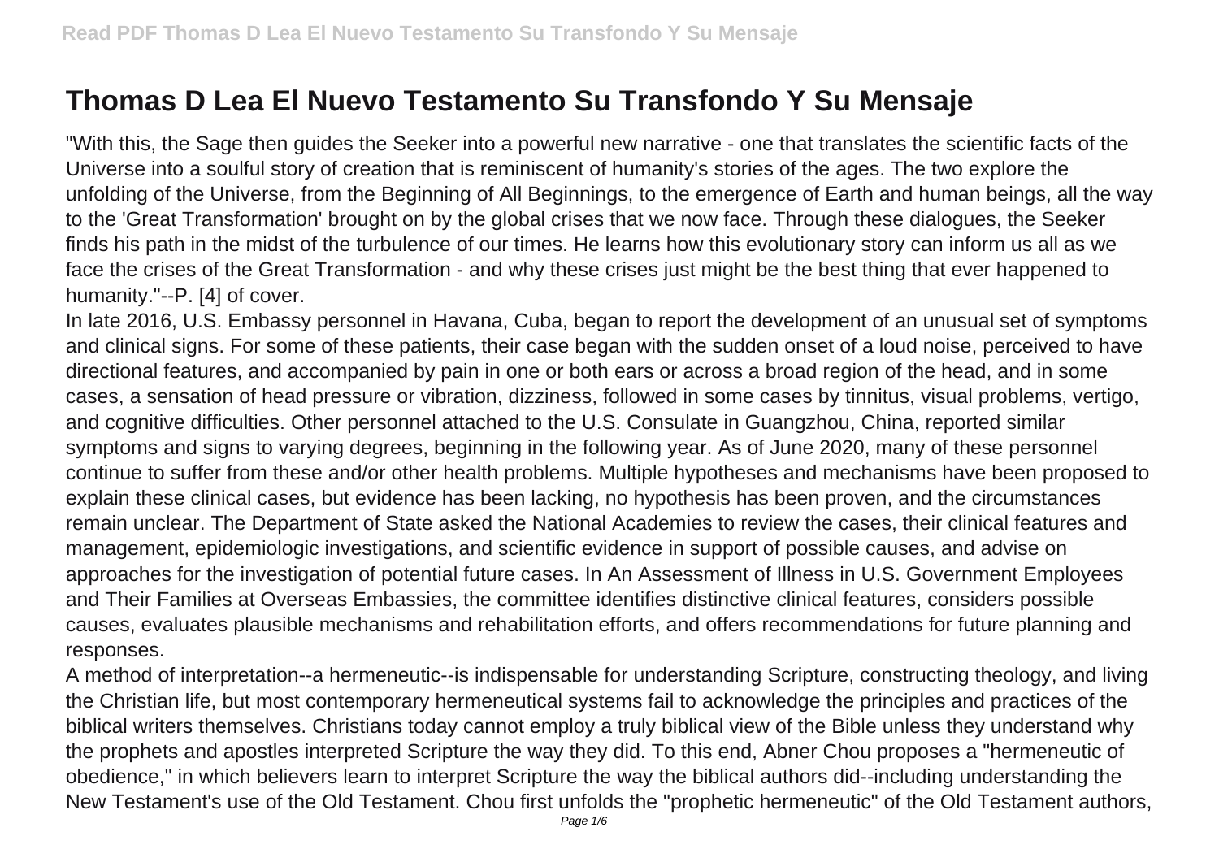# Thomas D Lea El Nuevo Testamento Su Transfondo Y Su Mensaje

"With this, the Sage then guides the Seeker into a powerful new narrative - one that translates the scientific facts of the Universe into a soulful story of creation that is reminiscent of humanity's stories of the ages. The two explore the unfolding of the Universe, from the Beginning of All Beginnings, to the emergence of Earth and human beings, all the way to the 'Great Transformation' brought on by the global crises that we now face. Through these dialogues, the Seeker finds his path in the midst of the turbulence of our times. He learns how this evolutionary story can inform us all as we face the crises of the Great Transformation - and why these crises just might be the best thing that ever happened to humanity."--P. [4] of cover.

In late 2016, U.S. Embassy personnel in Havana, Cuba, began to report the development of an unusual set of symptoms and clinical signs. For some of these patients, their case began with the sudden onset of a loud noise, perceived to have directional features, and accompanied by pain in one or both ears or across a broad region of the head, and in some cases, a sensation of head pressure or vibration, dizziness, followed in some cases by tinnitus, visual problems, vertigo, and cognitive difficulties. Other personnel attached to the U.S. Consulate in Guangzhou, China, reported similar symptoms and signs to varying degrees, beginning in the following year. As of June 2020, many of these personnel continue to suffer from these and/or other health problems. Multiple hypotheses and mechanisms have been proposed to explain these clinical cases, but evidence has been lacking, no hypothesis has been proven, and the circumstances remain unclear. The Department of State asked the National Academies to review the cases, their clinical features and management, epidemiologic investigations, and scientific evidence in support of possible causes, and advise on approaches for the investigation of potential future cases. In An Assessment of Illness in U.S. Government Employees and Their Families at Overseas Embassies, the committee identifies distinctive clinical features, considers possible causes, evaluates plausible mechanisms and rehabilitation efforts, and offers recommendations for future planning and responses.

A method of interpretation--a hermeneutic--is indispensable for understanding Scripture, constructing theology, and living the Christian life, but most contemporary hermeneutical systems fail to acknowledge the principles and practices of the biblical writers themselves. Christians today cannot employ a truly biblical view of the Bible unless they understand why the prophets and apostles interpreted Scripture the way they did. To this end, Abner Chou proposes a "hermeneutic of obedience," in which believers learn to interpret Scripture the way the biblical authors did--including understanding the New Testament's use of the Old Testament. Chou first unfolds the "prophetic hermeneutic" of the Old Testament authors,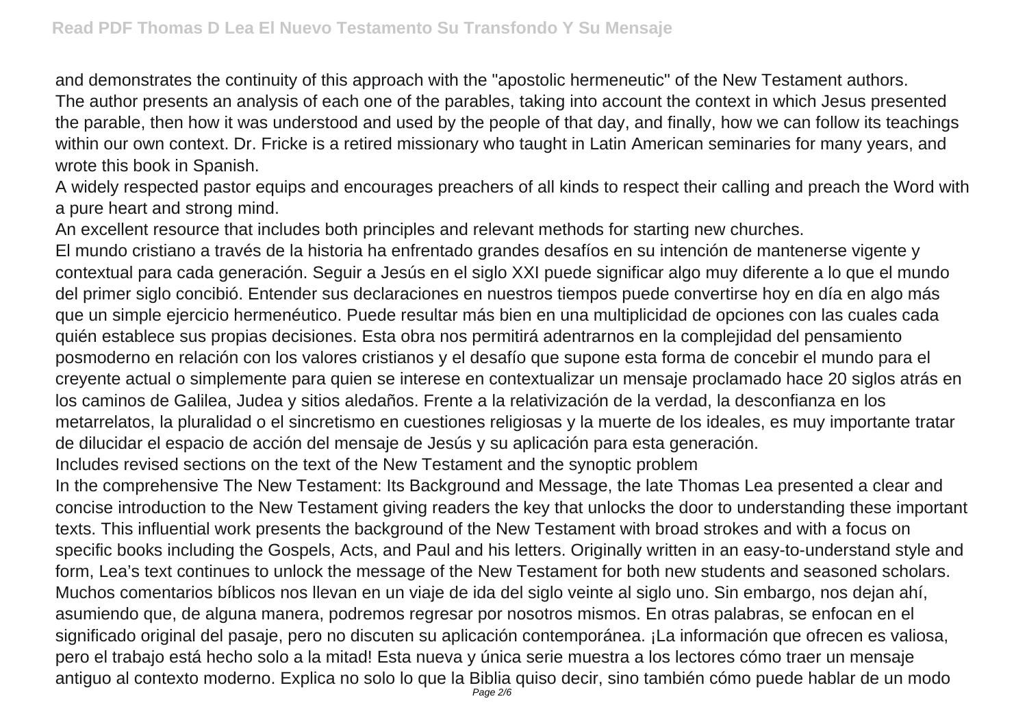and demonstrates the continuity of this approach with the "apostolic hermeneutic" of the New Testament authors.

The author presents an analysis of each one of the parables, taking into account the context in which Jesus presented the parable, then how it was understood and used by the people of that day, and finally, how we can follow its teachings within our own context. Dr. Fricke is a retired missionary who taught in Latin American seminaries for many years, and wrote this book in Spanish.

A widely respected pastor equips and encourages preachers of all kinds to respect their calling and preach the Word with a pure heart and strong mind.

An excellent resource that includes both principles and relevant methods for starting new churches.

El mundo cristiano a través de la historia ha enfrentado grandes desafíos en su intención de mantenerse vigente y contextual para cada generación. Seguir a Jesús en el siglo XXI puede significar algo muy diferente a lo que el mundo del primer siglo concibió. Entender sus declaraciones en nuestros tiempos puede convertirse hoy en día en algo más que un simple ejercicio hermenéutico. Puede resultar más bien en una multiplicidad de opciones con las cuales cada quién establece sus propias decisiones. Esta obra nos permitirá adentrarnos en la complejidad del pensamiento posmoderno en relación con los valores cristianos y el desafío que supone esta forma de concebir el mundo para el creyente actual o simplemente para quien se interese en contextualizar un mensaje proclamado hace 20 siglos atrás en los caminos de Galilea, Judea y sitios aledaños. Frente a la relativización de la verdad, la desconfianza en los metarrelatos, la pluralidad o el sincretismo en cuestiones religiosas y la muerte de los ideales, es muy importante tratar de dilucidar el espacio de acción del mensaje de Jesús y su aplicación para esta generación.

Includes revised sections on the text of the New Testament and the synoptic problem

In the comprehensive The New Testament: Its Background and Message, the late Thomas Lea presented a clear and concise introduction to the New Testament giving readers the key that unlocks the door to understanding these important texts. This influential work presents the background of the New Testament with broad strokes and with a focus on specific books including the Gospels, Acts, and Paul and his letters. Originally written in an easy-to-understand style and form, Lea's text continues to unlock the message of the New Testament for both new students and seasoned scholars.

Muchos comentarios bíblicos nos llevan en un viaje de ida del siglo veinte al siglo uno. Sin embargo, nos dejan ahí, asumiendo que, de alguna manera, podremos regresar por nosotros mismos. En otras palabras, se enfocan en el significado original del pasaje, pero no discuten su aplicación contemporánea. ¡La información que ofrecen es valiosa, pero el trabajo está hecho solo a la mitad! Esta nueva y única serie muestra a los lectores cómo traer un mensaje antiguo al contexto moderno. Explica no solo lo que la Biblia quiso decir, sino también cómo puede hablar de un modo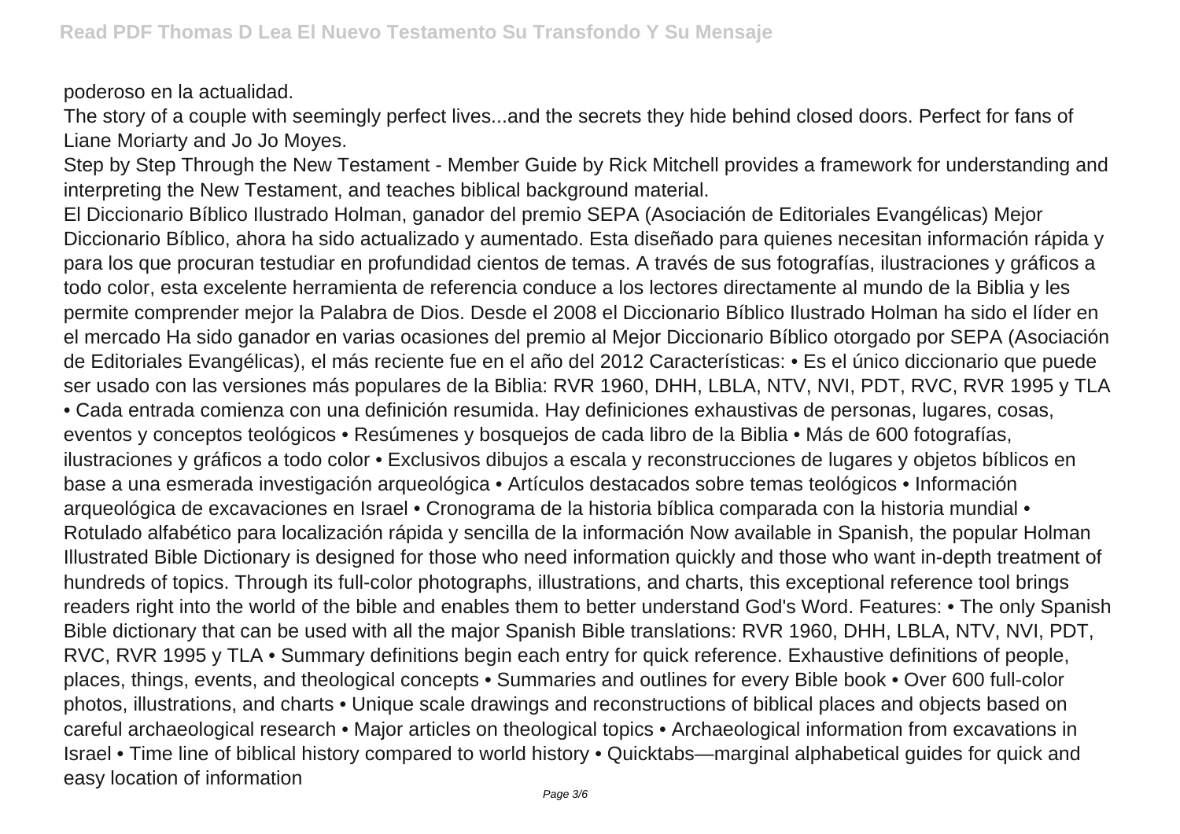poderoso en la actualidad.

The story of a couple with seemingly perfect lives...and the secrets they hide behind closed doors. Perfect for fans of Liane Moriarty and Jo Jo Moyes.

Step by Step Through the New Testament - Member Guide by Rick Mitchell provides a framework for understanding and interpreting the New Testament, and teaches biblical background material.

El Diccionario Bíblico Ilustrado Holman, ganador del premio SEPA (Asociación de Editoriales Evangélicas) Mejor Diccionario Bíblico, ahora ha sido actualizado y aumentado. Esta diseñado para quienes necesitan información rápida y para los que procuran testudiar en profundidad cientos de temas. A través de sus fotografías, ilustraciones y gráficos a todo color, esta excelente herramienta de referencia conduce a los lectores directamente al mundo de la Biblia y les permite comprender mejor la Palabra de Dios. Desde el 2008 el Diccionario Bíblico Ilustrado Holman ha sido el líder en el mercado Ha sido ganador en varias ocasiones del premio al Mejor Diccionario Bíblico otorgado por SEPA (Asociación de Editoriales Evangélicas), el más reciente fue en el año del 2012 Características: • Es el único diccionario que puede ser usado con las versiones más populares de la Biblia: RVR 1960, DHH, LBLA, NTV, NVI, PDT, RVC, RVR 1995 y TLA • Cada entrada comienza con una definición resumida. Hay definiciones exhaustivas de personas, lugares, cosas, eventos y conceptos teológicos • Resúmenes y bosquejos de cada libro de la Biblia • Más de 600 fotografías, ilustraciones y gráficos a todo color • Exclusivos dibujos a escala y reconstrucciones de lugares y objetos bíblicos en base a una esmerada investigación arqueológica • Artículos destacados sobre temas teológicos • Información arqueológica de excavaciones en Israel • Cronograma de la historia bíblica comparada con la historia mundial • Rotulado alfabético para localización rápida y sencilla de la información Now available in Spanish, the popular Holman Illustrated Bible Dictionary is designed for those who need information quickly and those who want in-depth treatment of hundreds of topics. Through its full-color photographs, illustrations, and charts, this exceptional reference tool brings readers right into the world of the bible and enables them to better understand God's Word. Features: • The only Spanish Bible dictionary that can be used with all the major Spanish Bible translations: RVR 1960, DHH, LBLA, NTV, NVI, PDT, RVC, RVR 1995 y TLA • Summary definitions begin each entry for quick reference. Exhaustive definitions of people, places, things, events, and theological concepts • Summaries and outlines for every Bible book • Over 600 full-color photos, illustrations, and charts • Unique scale drawings and reconstructions of biblical places and objects based on careful archaeological research • Major articles on theological topics • Archaeological information from excavations in Israel • Time line of biblical history compared to world history • Quicktabs—marginal alphabetical guides for quick and easy location of information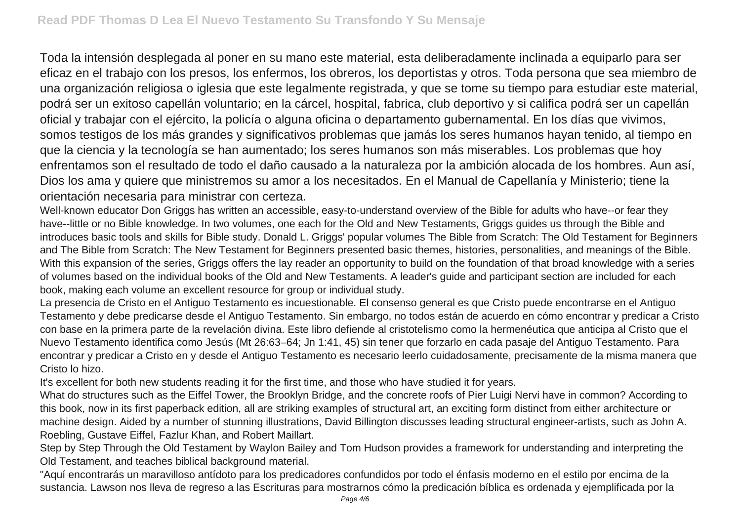Toda la intensión desplegada al poner en su mano este material, esta deliberadamente inclinada a equiparlo para ser eficaz en el trabajo con los presos, los enfermos, los obreros, los deportistas y otros. Toda persona que sea miembro de una organización religiosa o iglesia que este legalmente registrada, y que se tome su tiempo para estudiar este material, podrá ser un exitoso capellán voluntario; en la cárcel, hospital, fabrica, club deportivo y si califica podrá ser un capellán oficial y trabajar con el ejército, la policía o alguna oficina o departamento gubernamental. En los días que vivimos, somos testigos de los más grandes y significativos problemas que jamás los seres humanos hayan tenido, al tiempo en que la ciencia y la tecnología se han aumentado; los seres humanos son más miserables. Los problemas que hoy enfrentamos son el resultado de todo el daño causado a la naturaleza por la ambición alocada de los hombres. Aun así, Dios los ama y quiere que ministremos su amor a los necesitados. En el Manual de Capellanía y Ministerio; tiene la orientación necesaria para ministrar con certeza.

Well-known educator Don Griggs has written an accessible, easy-to-understand overview of the Bible for adults who have--or fear they have--little or no Bible knowledge. In two volumes, one each for the Old and New Testaments, Griggs guides us through the Bible and introduces basic tools and skills for Bible study. Donald L. Griggs' popular volumes The Bible from Scratch: The Old Testament for Beginners and The Bible from Scratch: The New Testament for Beginners presented basic themes, histories, personalities, and meanings of the Bible. With this expansion of the series, Griggs offers the lay reader an opportunity to build on the foundation of that broad knowledge with a series of volumes based on the individual books of the Old and New Testaments. A leader's guide and participant section are included for each book, making each volume an excellent resource for group or individual study.

La presencia de Cristo en el Antiguo Testamento es incuestionable. El consenso general es que Cristo puede encontrarse en el Antiguo Testamento y debe predicarse desde el Antiguo Testamento. Sin embargo, no todos están de acuerdo en cómo encontrar y predicar a Cristo con base en la primera parte de la revelación divina. Este libro defiende al cristotelismo como la hermenéutica que anticipa al Cristo que el Nuevo Testamento identifica como Jesús (Mt 26:63–64; Jn 1:41, 45) sin tener que forzarlo en cada pasaje del Antiguo Testamento. Para encontrar y predicar a Cristo en y desde el Antiguo Testamento es necesario leerlo cuidadosamente, precisamente de la misma manera que Cristo lo hizo.

It's excellent for both new students reading it for the first time, and those who have studied it for years.

What do structures such as the Eiffel Tower, the Brooklyn Bridge, and the concrete roofs of Pier Luigi Nervi have in common? According to this book, now in its first paperback edition, all are striking examples of structural art, an exciting form distinct from either architecture or machine design. Aided by a number of stunning illustrations, David Billington discusses leading structural engineer-artists, such as John A. Roebling, Gustave Eiffel, Fazlur Khan, and Robert Maillart.

Step by Step Through the Old Testament by Waylon Bailey and Tom Hudson provides a framework for understanding and interpreting the Old Testament, and teaches biblical background material.

"Aquí encontrarás un maravilloso antídoto para los predicadores confundidos por todo el énfasis moderno en el estilo por encima de la sustancia. Lawson nos lleva de regreso a las Escrituras para mostrarnos cómo la predicación bíblica es ordenada y ejemplificada por la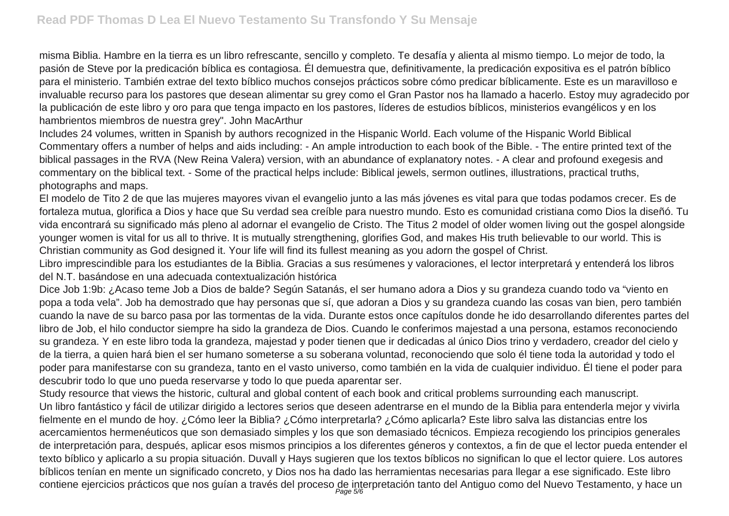misma Biblia. Hambre en la tierra es un libro refrescante, sencillo y completo. Te desafía y alienta al mismo tiempo. Lo mejor de todo, la pasión de Steve por la predicación bíblica es contagiosa. Él demuestra que, definitivamente, la predicación expositiva es el patrón bíblico para el ministerio. También extrae del texto bíblico muchos consejos prácticos sobre cómo predicar bíblicamente. Este es un maravilloso e invaluable recurso para los pastores que desean alimentar su grey como el Gran Pastor nos ha llamado a hacerlo. Estoy muy agradecido por la publicación de este libro y oro para que tenga impacto en los pastores, líderes de estudios bíblicos, ministerios evangélicos y en los hambrientos miembros de nuestra grey". John MacArthur

Includes 24 volumes, written in Spanish by authors recognized in the Hispanic World. Each volume of the Hispanic World Biblical Commentary offers a number of helps and aids including: - An ample introduction to each book of the Bible. - The entire printed text of the biblical passages in the RVA (New Reina Valera) version, with an abundance of explanatory notes. - A clear and profound exegesis and commentary on the biblical text. - Some of the practical helps include: Biblical jewels, sermon outlines, illustrations, practical truths, photographs and maps.

El modelo de Tito 2 de que las mujeres mayores vivan el evangelio junto a las más jóvenes es vital para que todas podamos crecer. Es de fortaleza mutua, glorifica a Dios y hace que Su verdad sea creíble para nuestro mundo. Esto es comunidad cristiana como Dios la diseñó. Tu vida encontrará su significado más pleno al adornar el evangelio de Cristo. The Titus 2 model of older women living out the gospel alongside younger women is vital for us all to thrive. It is mutually strengthening, glorifies God, and makes His truth believable to our world. This is Christian community as God designed it. Your life will find its fullest meaning as you adorn the gospel of Christ.

Libro imprescindible para los estudiantes de la Biblia. Gracias a sus resúmenes y valoraciones, el lector interpretará y entenderá los libros del N.T. basándose en una adecuada contextualización histórica

Dice Job 1:9b: ¿Acaso teme Job a Dios de balde? Según Satanás, el ser humano adora a Dios y su grandeza cuando todo va "viento en popa a toda vela". Job ha demostrado que hay personas que sí, que adoran a Dios y su grandeza cuando las cosas van bien, pero también cuando la nave de su barco pasa por las tormentas de la vida. Durante estos once capítulos donde he ido desarrollando diferentes partes del libro de Job, el hilo conductor siempre ha sido la grandeza de Dios. Cuando le conferimos majestad a una persona, estamos reconociendo su grandeza. Y en este libro toda la grandeza, majestad y poder tienen que ir dedicadas al único Dios trino y verdadero, creador del cielo y de la tierra, a quien hará bien el ser humano someterse a su soberana voluntad, reconociendo que solo él tiene toda la autoridad y todo el poder para manifestarse con su grandeza, tanto en el vasto universo, como también en la vida de cualquier individuo. Él tiene el poder para descubrir todo lo que uno pueda reservarse y todo lo que pueda aparentar ser.

Study resource that views the historic, cultural and global content of each book and critical problems surrounding each manuscript.

Un libro fantástico y fácil de utilizar dirigido a lectores serios que deseen adentrarse en el mundo de la Biblia para entenderla mejor y vivirla fielmente en el mundo de hoy. ¿Cómo leer la Biblia? ¿Cómo interpretarla? ¿Cómo aplicarla? Este libro salva las distancias entre los acercamientos hermenéuticos que son demasiado simples y los que son demasiado técnicos. Empieza recogiendo los principios generales de interpretación para, después, aplicar esos mismos principios a los diferentes géneros y contextos, a fin de que el lector pueda entender el texto bíblico y aplicarlo a su propia situación. Duvall y Hays sugieren que los textos bíblicos no significan lo que el lector quiere. Los autores bíblicos tenían en mente un significado concreto, y Dios nos ha dado las herramientas necesarias para llegar a ese significado. Este libro contiene ejercicios prácticos que nos guían a través del proceso de interpretación tanto del Antiguo como del Nuevo Testamento, y hace un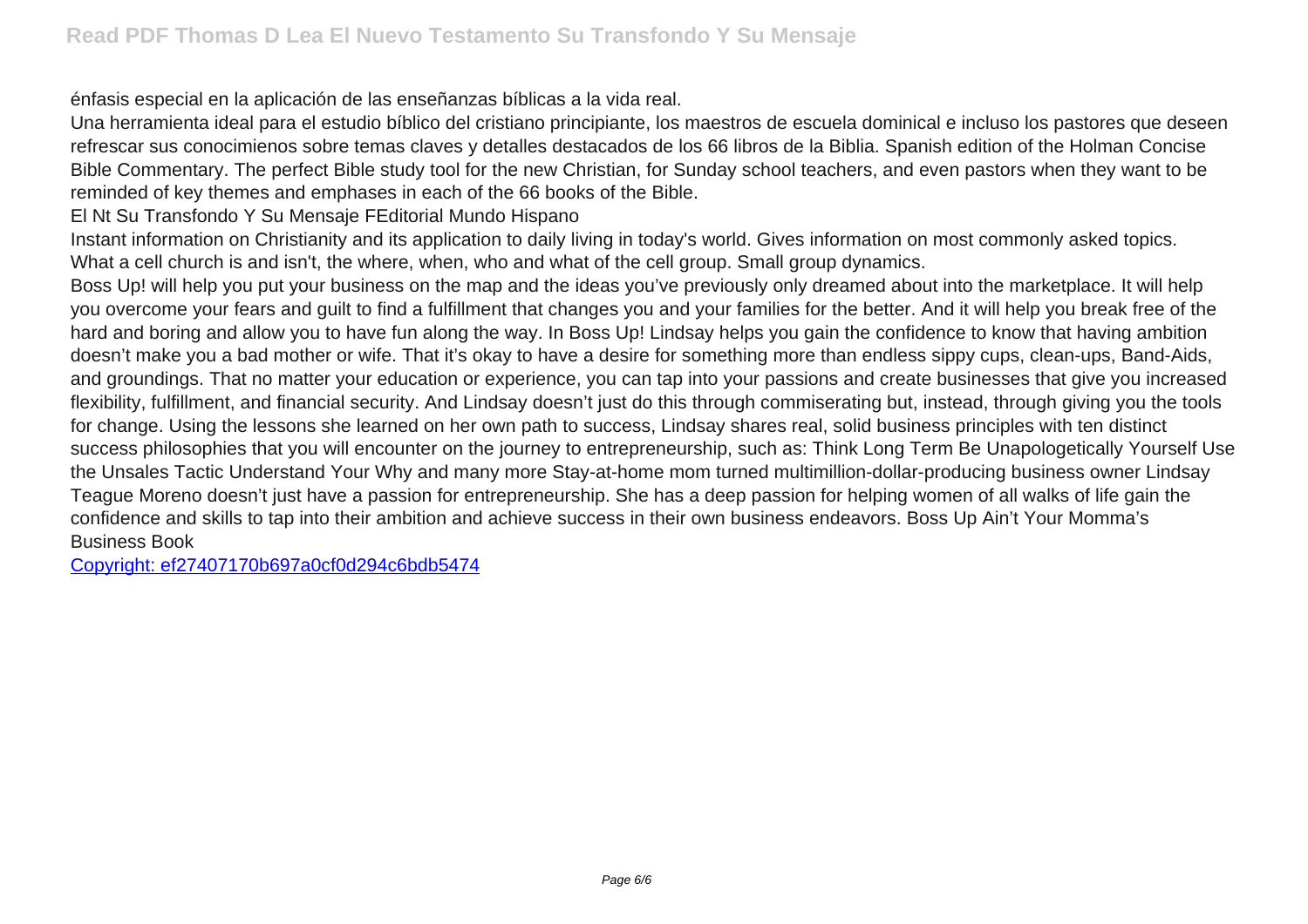énfasis especial en la aplicación de las enseñanzas bíblicas a la vida real.

Una herramienta ideal para el estudio bíblico del cristiano principiante, los maestros de escuela dominical e incluso los pastores que deseen refrescar sus conocimienos sobre temas claves y detalles destacados de los 66 libros de la Biblia. Spanish edition of the Holman Concise Bible Commentary. The perfect Bible study tool for the new Christian, for Sunday school teachers, and even pastors when they want to be reminded of key themes and emphases in each of the 66 books of the Bible.

El Nt Su Transfondo Y Su Mensaje FEditorial Mundo Hispano

Instant information on Christianity and its application to daily living in today's world. Gives information on most commonly asked topics.

What a cell church is and isn't, the where, when, who and what of the cell group. Small group dynamics.

Boss Up! will help you put your business on the map and the ideas you've previously only dreamed about into the marketplace. It will help you overcome your fears and guilt to find a fulfillment that changes you and your families for the better. And it will help you break free of the hard and boring and allow you to have fun along the way. In Boss Up! Lindsay helps you gain the confidence to know that having ambition doesn't make you a bad mother or wife. That it's okay to have a desire for something more than endless sippy cups, clean-ups, Band-Aids, and groundings. That no matter your education or experience, you can tap into your passions and create businesses that give you increased flexibility, fulfillment, and financial security. And Lindsay doesn't just do this through commiserating but, instead, through giving you the tools for change. Using the lessons she learned on her own path to success, Lindsay shares real, solid business principles with ten distinct success philosophies that you will encounter on the journey to entrepreneurship, such as: Think Long Term Be Unapologetically Yourself Use the Unsales Tactic Understand Your Why and many more Stay-at-home mom turned multimillion-dollar-producing business owner Lindsay Teague Moreno doesn't just have a passion for entrepreneurship. She has a deep passion for helping women of all walks of life gain the confidence and skills to tap into their ambition and achieve success in their own business endeavors. Boss Up Ain't Your Momma's Business Book

Copyright: ef27407170b697a0cf0d294c6bdb5474